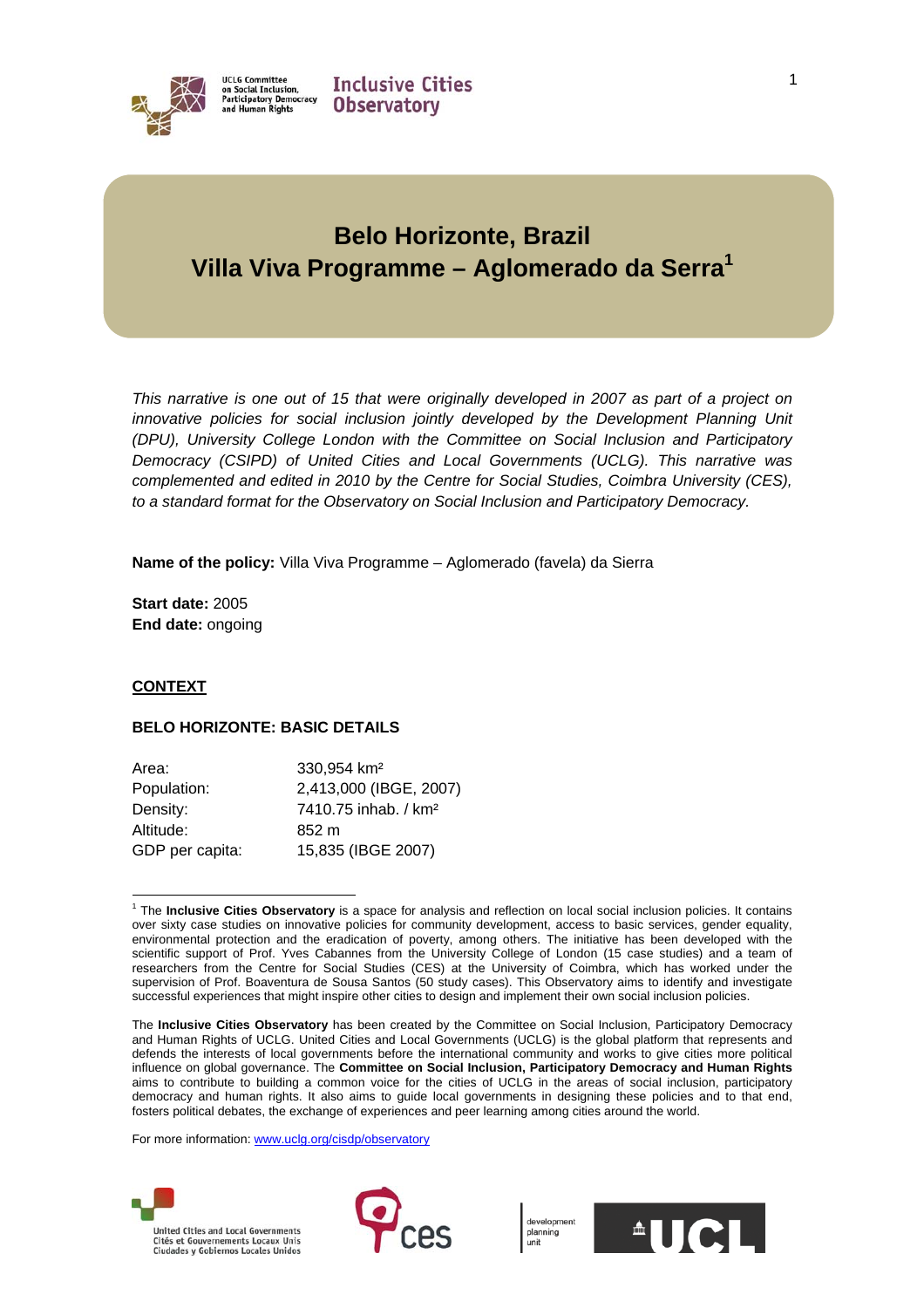# Belo Horizonte, Brazil
# Villa Viva Programme – Aglomerado da Serra[1]

*This narrative is one out of 15 that were originally developed in 2007 as part of a project on innovative policies for social inclusion jointly developed by the Development Planning Unit (DPU), University College London with the Committee on Social Inclusion and Participatory Democracy (CSIPD) of United Cities and Local Governments (UCLG). This narrative was complemented and edited in 2010 by the Centre for Social Studies, Coimbra University (CES), to a standard format for the Observatory on Social Inclusion and Participatory Democracy.*

**Name of the policy:** Villa Viva Programme – Aglomerado (favela) da Sierra

**Start date:** 2005
**End date:** ongoing

## CONTEXT

### BELO HORIZONTE: BASIC DETAILS

| | |
|---|---|
| Area: | 330,954 km² |
| Population: | 2,413,000 (IBGE, 2007) |
| Density: | 7410.75 inhab. / km² |
| Altitude: | 852 m |
| GDP per capita: | 15,835 (IBGE 2007) |

---

[1] The **Inclusive Cities Observatory** is a space for analysis and reflection on local social inclusion policies. It contains over sixty case studies on innovative policies for community development, access to basic services, gender equality, environmental protection and the eradication of poverty, among others. The initiative has been developed with the scientific support of Prof. Yves Cabannes from the University College of London (15 case studies) and a team of researchers from the Centre for Social Studies (CES) at the University of Coimbra, which has worked under the supervision of Prof. Boaventura de Sousa Santos (50 study cases). This Observatory aims to identify and investigate successful experiences that might inspire other cities to design and implement their own social inclusion policies.

The **Inclusive Cities Observatory** has been created by the Committee on Social Inclusion, Participatory Democracy and Human Rights of UCLG. United Cities and Local Governments (UCLG) is the global platform that represents and defends the interests of local governments before the international community and works to give cities more political influence on global governance. The **Committee on Social Inclusion, Participatory Democracy and Human Rights** aims to contribute to building a common voice for the cities of UCLG in the areas of social inclusion, participatory democracy and human rights. It also aims to guide local governments in designing these policies and to that end, fosters political debates, the exchange of experiences and peer learning among cities around the world.

For more information: www.uclg.org/cisdp/observatory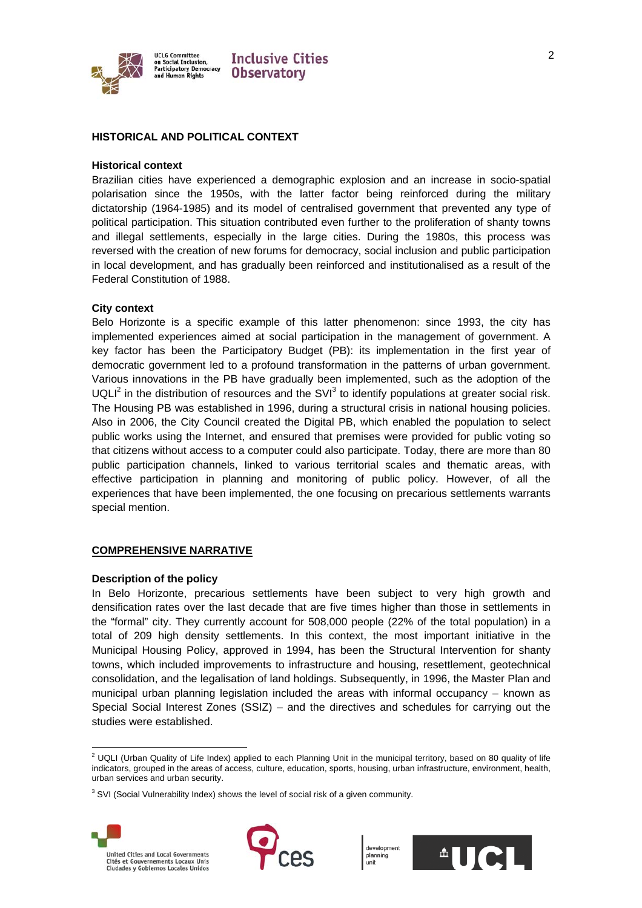## HISTORICAL AND POLITICAL CONTEXT

### Historical context

Brazilian cities have experienced a demographic explosion and an increase in socio-spatial polarisation since the 1950s, with the latter factor being reinforced during the military dictatorship (1964-1985) and its model of centralised government that prevented any type of political participation. This situation contributed even further to the proliferation of shanty towns and illegal settlements, especially in the large cities. During the 1980s, this process was reversed with the creation of new forums for democracy, social inclusion and public participation in local development, and has gradually been reinforced and institutionalised as a result of the Federal Constitution of 1988.

### City context

Belo Horizonte is a specific example of this latter phenomenon: since 1993, the city has implemented experiences aimed at social participation in the management of government. A key factor has been the Participatory Budget (PB): its implementation in the first year of democratic government led to a profound transformation in the patterns of urban government. Various innovations in the PB have gradually been implemented, such as the adoption of the UQLI[2] in the distribution of resources and the SVI[3] to identify populations at greater social risk. The Housing PB was established in 1996, during a structural crisis in national housing policies. Also in 2006, the City Council created the Digital PB, which enabled the population to select public works using the Internet, and ensured that premises were provided for public voting so that citizens without access to a computer could also participate. Today, there are more than 80 public participation channels, linked to various territorial scales and thematic areas, with effective participation in planning and monitoring of public policy. However, of all the experiences that have been implemented, the one focusing on precarious settlements warrants special mention.

## COMPREHENSIVE NARRATIVE

### Description of the policy

In Belo Horizonte, precarious settlements have been subject to very high growth and densification rates over the last decade that are five times higher than those in settlements in the "formal" city. They currently account for 508,000 people (22% of the total population) in a total of 209 high density settlements. In this context, the most important initiative in the Municipal Housing Policy, approved in 1994, has been the Structural Intervention for shanty towns, which included improvements to infrastructure and housing, resettlement, geotechnical consolidation, and the legalisation of land holdings. Subsequently, in 1996, the Master Plan and municipal urban planning legislation included the areas with informal occupancy – known as Special Social Interest Zones (SSIZ) – and the directives and schedules for carrying out the studies were established.

---

[2] UQLI (Urban Quality of Life Index) applied to each Planning Unit in the municipal territory, based on 80 quality of life indicators, grouped in the areas of access, culture, education, sports, housing, urban infrastructure, environment, health, urban services and urban security.

[3] SVI (Social Vulnerability Index) shows the level of social risk of a given community.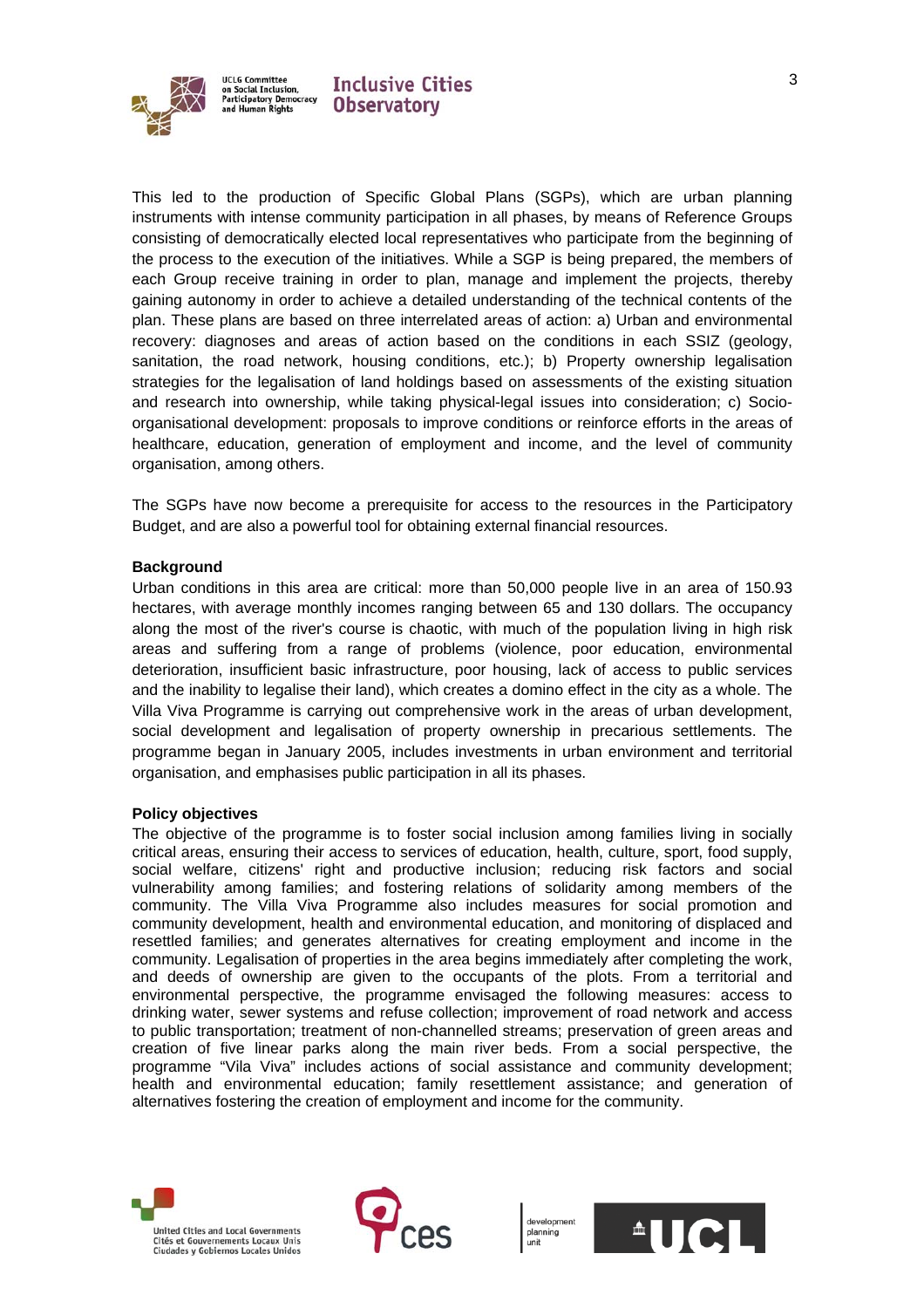This led to the production of Specific Global Plans (SGPs), which are urban planning instruments with intense community participation in all phases, by means of Reference Groups consisting of democratically elected local representatives who participate from the beginning of the process to the execution of the initiatives. While a SGP is being prepared, the members of each Group receive training in order to plan, manage and implement the projects, thereby gaining autonomy in order to achieve a detailed understanding of the technical contents of the plan. These plans are based on three interrelated areas of action: a) Urban and environmental recovery: diagnoses and areas of action based on the conditions in each SSIZ (geology, sanitation, the road network, housing conditions, etc.); b) Property ownership legalisation strategies for the legalisation of land holdings based on assessments of the existing situation and research into ownership, while taking physical-legal issues into consideration; c) Socio-organisational development: proposals to improve conditions or reinforce efforts in the areas of healthcare, education, generation of employment and income, and the level of community organisation, among others.

The SGPs have now become a prerequisite for access to the resources in the Participatory Budget, and are also a powerful tool for obtaining external financial resources.

**Background**

Urban conditions in this area are critical: more than 50,000 people live in an area of 150.93 hectares, with average monthly incomes ranging between 65 and 130 dollars. The occupancy along the most of the river's course is chaotic, with much of the population living in high risk areas and suffering from a range of problems (violence, poor education, environmental deterioration, insufficient basic infrastructure, poor housing, lack of access to public services and the inability to legalise their land), which creates a domino effect in the city as a whole. The Villa Viva Programme is carrying out comprehensive work in the areas of urban development, social development and legalisation of property ownership in precarious settlements. The programme began in January 2005, includes investments in urban environment and territorial organisation, and emphasises public participation in all its phases.

**Policy objectives**

The objective of the programme is to foster social inclusion among families living in socially critical areas, ensuring their access to services of education, health, culture, sport, food supply, social welfare, citizens' right and productive inclusion; reducing risk factors and social vulnerability among families; and fostering relations of solidarity among members of the community. The Villa Viva Programme also includes measures for social promotion and community development, health and environmental education, and monitoring of displaced and resettled families; and generates alternatives for creating employment and income in the community. Legalisation of properties in the area begins immediately after completing the work, and deeds of ownership are given to the occupants of the plots. From a territorial and environmental perspective, the programme envisaged the following measures: access to drinking water, sewer systems and refuse collection; improvement of road network and access to public transportation; treatment of non-channelled streams; preservation of green areas and creation of five linear parks along the main river beds. From a social perspective, the programme "Vila Viva" includes actions of social assistance and community development; health and environmental education; family resettlement assistance; and generation of alternatives fostering the creation of employment and income for the community.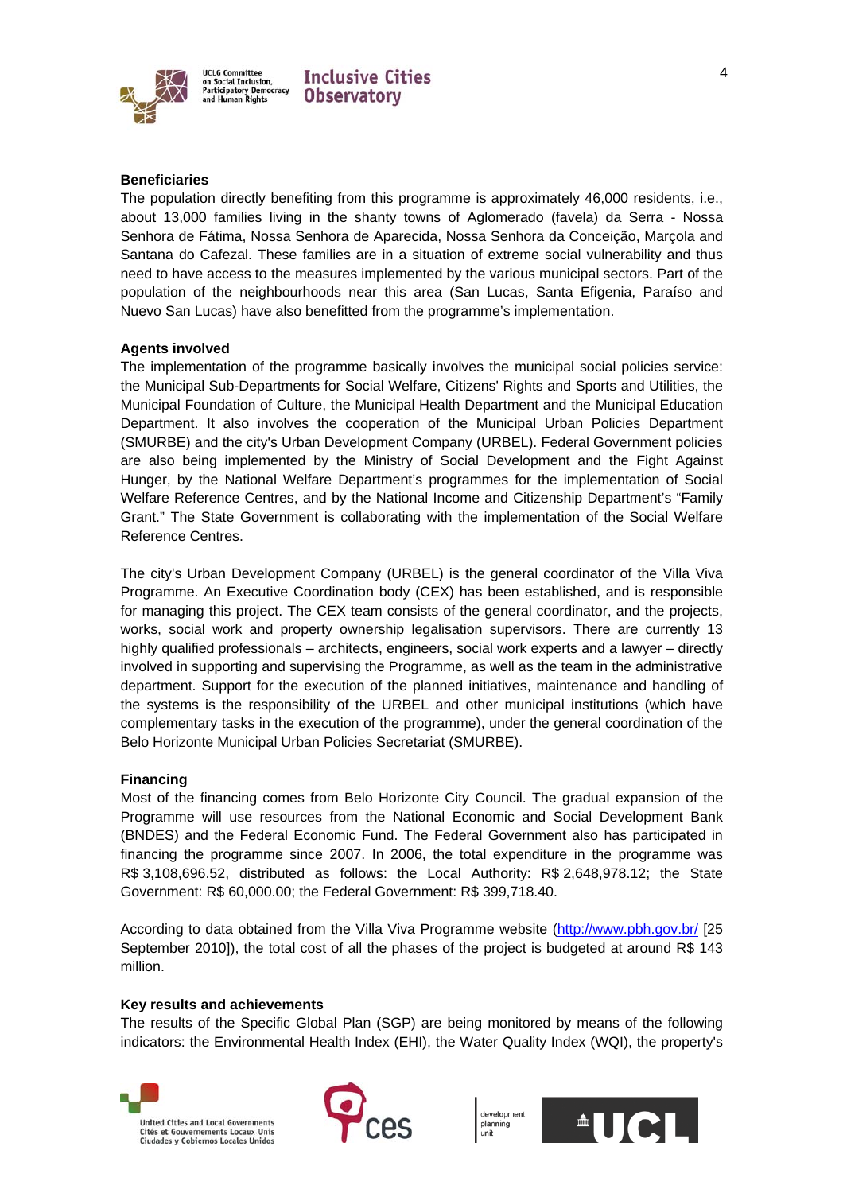**Beneficiaries**

The population directly benefiting from this programme is approximately 46,000 residents, i.e., about 13,000 families living in the shanty towns of Aglomerado (favela) da Serra - Nossa Senhora de Fátima, Nossa Senhora de Aparecida, Nossa Senhora da Conceição, Marçola and Santana do Cafezal. These families are in a situation of extreme social vulnerability and thus need to have access to the measures implemented by the various municipal sectors. Part of the population of the neighbourhoods near this area (San Lucas, Santa Efigenia, Paraíso and Nuevo San Lucas) have also benefitted from the programme's implementation.

**Agents involved**

The implementation of the programme basically involves the municipal social policies service: the Municipal Sub-Departments for Social Welfare, Citizens' Rights and Sports and Utilities, the Municipal Foundation of Culture, the Municipal Health Department and the Municipal Education Department. It also involves the cooperation of the Municipal Urban Policies Department (SMURBE) and the city's Urban Development Company (URBEL). Federal Government policies are also being implemented by the Ministry of Social Development and the Fight Against Hunger, by the National Welfare Department's programmes for the implementation of Social Welfare Reference Centres, and by the National Income and Citizenship Department's "Family Grant." The State Government is collaborating with the implementation of the Social Welfare Reference Centres.

The city's Urban Development Company (URBEL) is the general coordinator of the Villa Viva Programme. An Executive Coordination body (CEX) has been established, and is responsible for managing this project. The CEX team consists of the general coordinator, and the projects, works, social work and property ownership legalisation supervisors. There are currently 13 highly qualified professionals – architects, engineers, social work experts and a lawyer – directly involved in supporting and supervising the Programme, as well as the team in the administrative department. Support for the execution of the planned initiatives, maintenance and handling of the systems is the responsibility of the URBEL and other municipal institutions (which have complementary tasks in the execution of the programme), under the general coordination of the Belo Horizonte Municipal Urban Policies Secretariat (SMURBE).

**Financing**

Most of the financing comes from Belo Horizonte City Council. The gradual expansion of the Programme will use resources from the National Economic and Social Development Bank (BNDES) and the Federal Economic Fund. The Federal Government also has participated in financing the programme since 2007. In 2006, the total expenditure in the programme was R$ 3,108,696.52, distributed as follows: the Local Authority: R$ 2,648,978.12; the State Government: R$ 60,000.00; the Federal Government: R$ 399,718.40.

According to data obtained from the Villa Viva Programme website (http://www.pbh.gov.br/ [25 September 2010]), the total cost of all the phases of the project is budgeted at around R$ 143 million.

**Key results and achievements**

The results of the Specific Global Plan (SGP) are being monitored by means of the following indicators: the Environmental Health Index (EHI), the Water Quality Index (WQI), the property's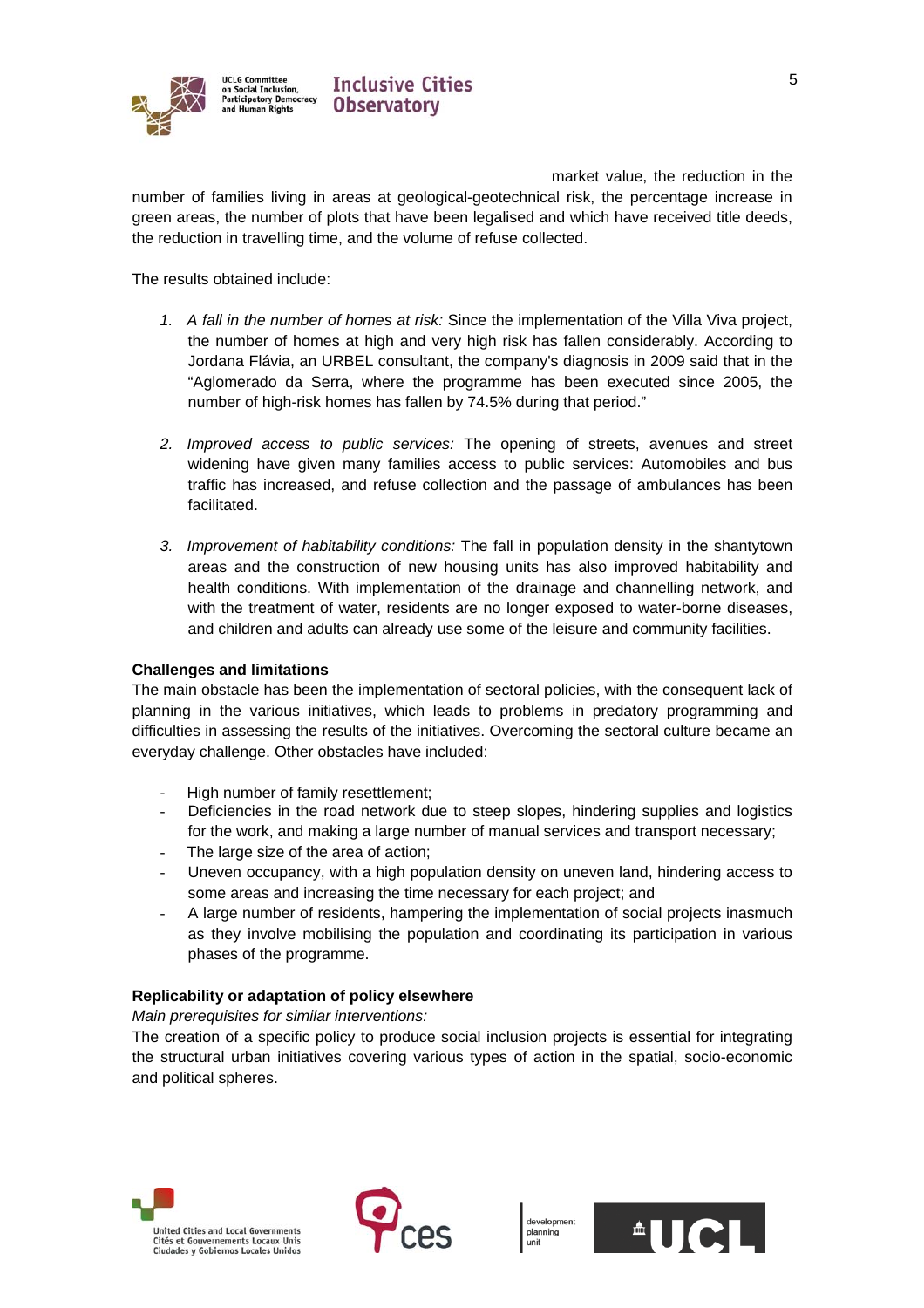market value, the reduction in the number of families living in areas at geological-geotechnical risk, the percentage increase in green areas, the number of plots that have been legalised and which have received title deeds, the reduction in travelling time, and the volume of refuse collected.

The results obtained include:

1. *A fall in the number of homes at risk:* Since the implementation of the Villa Viva project, the number of homes at high and very high risk has fallen considerably. According to Jordana Flávia, an URBEL consultant, the company's diagnosis in 2009 said that in the "Aglomerado da Serra, where the programme has been executed since 2005, the number of high-risk homes has fallen by 74.5% during that period."

2. *Improved access to public services:* The opening of streets, avenues and street widening have given many families access to public services: Automobiles and bus traffic has increased, and refuse collection and the passage of ambulances has been facilitated.

3. *Improvement of habitability conditions:* The fall in population density in the shantytown areas and the construction of new housing units has also improved habitability and health conditions. With implementation of the drainage and channelling network, and with the treatment of water, residents are no longer exposed to water-borne diseases, and children and adults can already use some of the leisure and community facilities.

**Challenges and limitations**

The main obstacle has been the implementation of sectoral policies, with the consequent lack of planning in the various initiatives, which leads to problems in predatory programming and difficulties in assessing the results of the initiatives. Overcoming the sectoral culture became an everyday challenge. Other obstacles have included:

- High number of family resettlement;
- Deficiencies in the road network due to steep slopes, hindering supplies and logistics for the work, and making a large number of manual services and transport necessary;
- The large size of the area of action;
- Uneven occupancy, with a high population density on uneven land, hindering access to some areas and increasing the time necessary for each project; and
- A large number of residents, hampering the implementation of social projects inasmuch as they involve mobilising the population and coordinating its participation in various phases of the programme.

**Replicability or adaptation of policy elsewhere**

*Main prerequisites for similar interventions:*

The creation of a specific policy to produce social inclusion projects is essential for integrating the structural urban initiatives covering various types of action in the spatial, socio-economic and political spheres.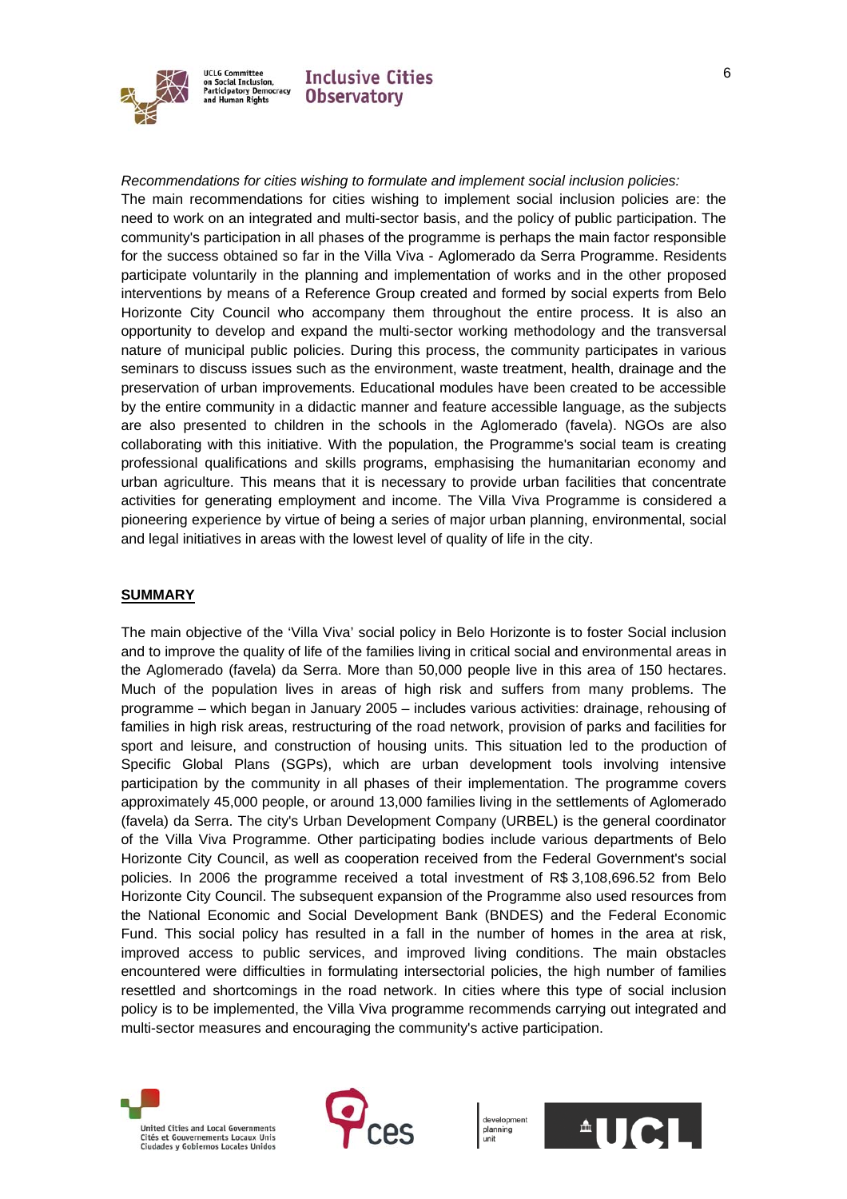*Recommendations for cities wishing to formulate and implement social inclusion policies:*
The main recommendations for cities wishing to implement social inclusion policies are: the need to work on an integrated and multi-sector basis, and the policy of public participation. The community's participation in all phases of the programme is perhaps the main factor responsible for the success obtained so far in the Villa Viva - Aglomerado da Serra Programme. Residents participate voluntarily in the planning and implementation of works and in the other proposed interventions by means of a Reference Group created and formed by social experts from Belo Horizonte City Council who accompany them throughout the entire process. It is also an opportunity to develop and expand the multi-sector working methodology and the transversal nature of municipal public policies. During this process, the community participates in various seminars to discuss issues such as the environment, waste treatment, health, drainage and the preservation of urban improvements. Educational modules have been created to be accessible by the entire community in a didactic manner and feature accessible language, as the subjects are also presented to children in the schools in the Aglomerado (favela). NGOs are also collaborating with this initiative. With the population, the Programme's social team is creating professional qualifications and skills programs, emphasising the humanitarian economy and urban agriculture. This means that it is necessary to provide urban facilities that concentrate activities for generating employment and income. The Villa Viva Programme is considered a pioneering experience by virtue of being a series of major urban planning, environmental, social and legal initiatives in areas with the lowest level of quality of life in the city.

## SUMMARY

The main objective of the 'Villa Viva' social policy in Belo Horizonte is to foster Social inclusion and to improve the quality of life of the families living in critical social and environmental areas in the Aglomerado (favela) da Serra. More than 50,000 people live in this area of 150 hectares. Much of the population lives in areas of high risk and suffers from many problems. The programme – which began in January 2005 – includes various activities: drainage, rehousing of families in high risk areas, restructuring of the road network, provision of parks and facilities for sport and leisure, and construction of housing units. This situation led to the production of Specific Global Plans (SGPs), which are urban development tools involving intensive participation by the community in all phases of their implementation. The programme covers approximately 45,000 people, or around 13,000 families living in the settlements of Aglomerado (favela) da Serra. The city's Urban Development Company (URBEL) is the general coordinator of the Villa Viva Programme. Other participating bodies include various departments of Belo Horizonte City Council, as well as cooperation received from the Federal Government's social policies. In 2006 the programme received a total investment of R$ 3,108,696.52 from Belo Horizonte City Council. The subsequent expansion of the Programme also used resources from the National Economic and Social Development Bank (BNDES) and the Federal Economic Fund. This social policy has resulted in a fall in the number of homes in the area at risk, improved access to public services, and improved living conditions. The main obstacles encountered were difficulties in formulating intersectorial policies, the high number of families resettled and shortcomings in the road network. In cities where this type of social inclusion policy is to be implemented, the Villa Viva programme recommends carrying out integrated and multi-sector measures and encouraging the community's active participation.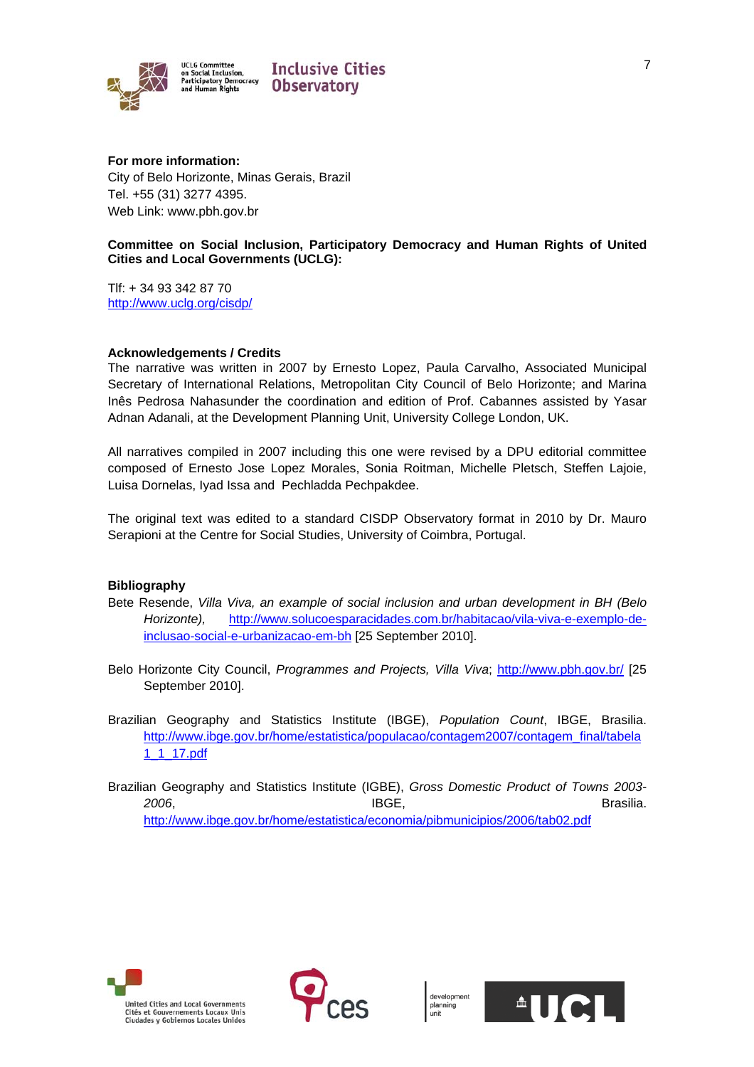**For more information:**
City of Belo Horizonte, Minas Gerais, Brazil
Tel. +55 (31) 3277 4395.
Web Link: www.pbh.gov.br

**Committee on Social Inclusion, Participatory Democracy and Human Rights of United Cities and Local Governments (UCLG):**

Tlf: + 34 93 342 87 70
http://www.uclg.org/cisdp/

**Acknowledgements / Credits**

The narrative was written in 2007 by Ernesto Lopez, Paula Carvalho, Associated Municipal Secretary of International Relations, Metropolitan City Council of Belo Horizonte; and Marina Inês Pedrosa Nahasunder the coordination and edition of Prof. Cabannes assisted by Yasar Adnan Adanali, at the Development Planning Unit, University College London, UK.

All narratives compiled in 2007 including this one were revised by a DPU editorial committee composed of Ernesto Jose Lopez Morales, Sonia Roitman, Michelle Pletsch, Steffen Lajoie, Luisa Dornelas, Iyad Issa and Pechladda Pechpakdee.

The original text was edited to a standard CISDP Observatory format in 2010 by Dr. Mauro Serapioni at the Centre for Social Studies, University of Coimbra, Portugal.

**Bibliography**

Bete Resende, *Villa Viva, an example of social inclusion and urban development in BH (Belo Horizonte),* http://www.solucoesparacidades.com.br/habitacao/vila-viva-e-exemplo-de-inclusao-social-e-urbanizacao-em-bh [25 September 2010].

Belo Horizonte City Council, *Programmes and Projects, Villa Viva*; http://www.pbh.gov.br/ [25 September 2010].

Brazilian Geography and Statistics Institute (IBGE), *Population Count*, IBGE, Brasilia. http://www.ibge.gov.br/home/estatistica/populacao/contagem2007/contagem_final/tabela1_1_17.pdf

Brazilian Geography and Statistics Institute (IGBE), *Gross Domestic Product of Towns 2003-2006*, IBGE, Brasilia. http://www.ibge.gov.br/home/estatistica/economia/pibmunicipios/2006/tab02.pdf